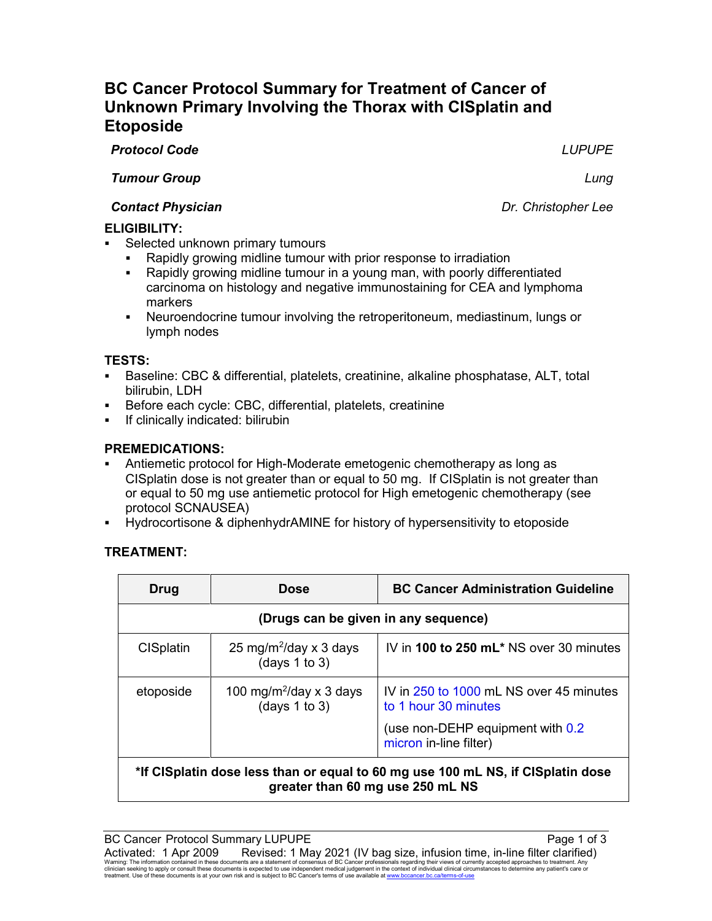# BC Cancer Protocol Summary for Treatment of Cancer of Unknown Primary Involving the Thorax with CISplatin and Etoposide

| | |
|---|---|
| ***Protocol Code*** | *LUPUPE* |
| ***Tumour Group*** | *Lung* |
| ***Contact Physician*** | *Dr. Christopher Lee* |

## ELIGIBILITY:

- Selected unknown primary tumours
  - Rapidly growing midline tumour with prior response to irradiation
  - Rapidly growing midline tumour in a young man, with poorly differentiated carcinoma on histology and negative immunostaining for CEA and lymphoma markers
  - Neuroendocrine tumour involving the retroperitoneum, mediastinum, lungs or lymph nodes

## TESTS:

- Baseline: CBC & differential, platelets, creatinine, alkaline phosphatase, ALT, total bilirubin, LDH
- Before each cycle: CBC, differential, platelets, creatinine
- If clinically indicated: bilirubin

## PREMEDICATIONS:

- Antiemetic protocol for High-Moderate emetogenic chemotherapy as long as CISplatin dose is not greater than or equal to 50 mg. If CISplatin is not greater than or equal to 50 mg use antiemetic protocol for High emetogenic chemotherapy (see protocol SCNAUSEA)
- Hydrocortisone & diphenhydrAMINE for history of hypersensitivity to etoposide

## TREATMENT:

| Drug | Dose | BC Cancer Administration Guideline |
|---|---|---|
| **(Drugs can be given in any sequence)** | | |
| CISplatin | 25 mg/m$^2$/day x 3 days (days 1 to 3) | IV in **100 to 250 mL*** NS over 30 minutes |
| etoposide | 100 mg/m$^2$/day x 3 days (days 1 to 3) | IV in 250 to 1000 mL NS over 45 minutes to 1 hour 30 minutes<br>(use non-DEHP equipment with 0.2 micron in-line filter) |
| ***If CISplatin dose less than or equal to 60 mg use 100 mL NS, if CISplatin dose greater than 60 mg use 250 mL NS** | | |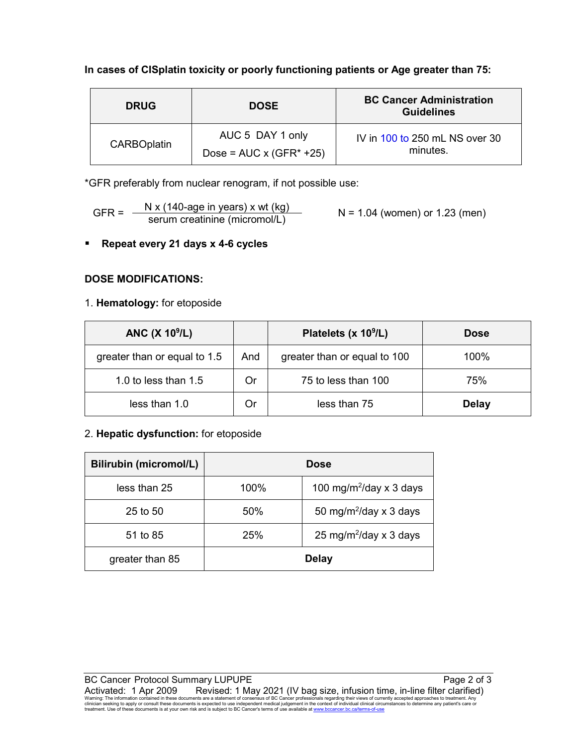**In cases of CISplatin toxicity or poorly functioning patients or Age greater than 75:**

| DRUG | DOSE | BC Cancer Administration Guidelines |
|---|---|---|
| CARBOplatin | AUC 5 DAY 1 only<br>Dose = AUC x (GFR* +25) | IV in 100 to 250 mL NS over 30 minutes. |

*GFR preferably from nuclear renogram, if not possible use:

$$\text{GFR} = \frac{\text{N x (140-age in years) x wt (kg)}}{\text{serum creatinine (micromol/L)}} \qquad \text{N = 1.04 (women) or 1.23 (men)}$$

- **Repeat every 21 days x 4-6 cycles**

**DOSE MODIFICATIONS:**

1. **Hematology:** for etoposide

| ANC (X $10^9$/L) | | Platelets (x $10^9$/L) | Dose |
|---|---|---|---|
| greater than or equal to 1.5 | And | greater than or equal to 100 | 100% |
| 1.0 to less than 1.5 | Or | 75 to less than 100 | 75% |
| less than 1.0 | Or | less than 75 | **Delay** |

2. **Hepatic dysfunction:** for etoposide

| Bilirubin (micromol/L) | Dose | |
|---|---|---|
| less than 25 | 100% | 100 mg/m$^2$/day x 3 days |
| 25 to 50 | 50% | 50 mg/m$^2$/day x 3 days |
| 51 to 85 | 25% | 25 mg/m$^2$/day x 3 days |
| greater than 85 | **Delay** | |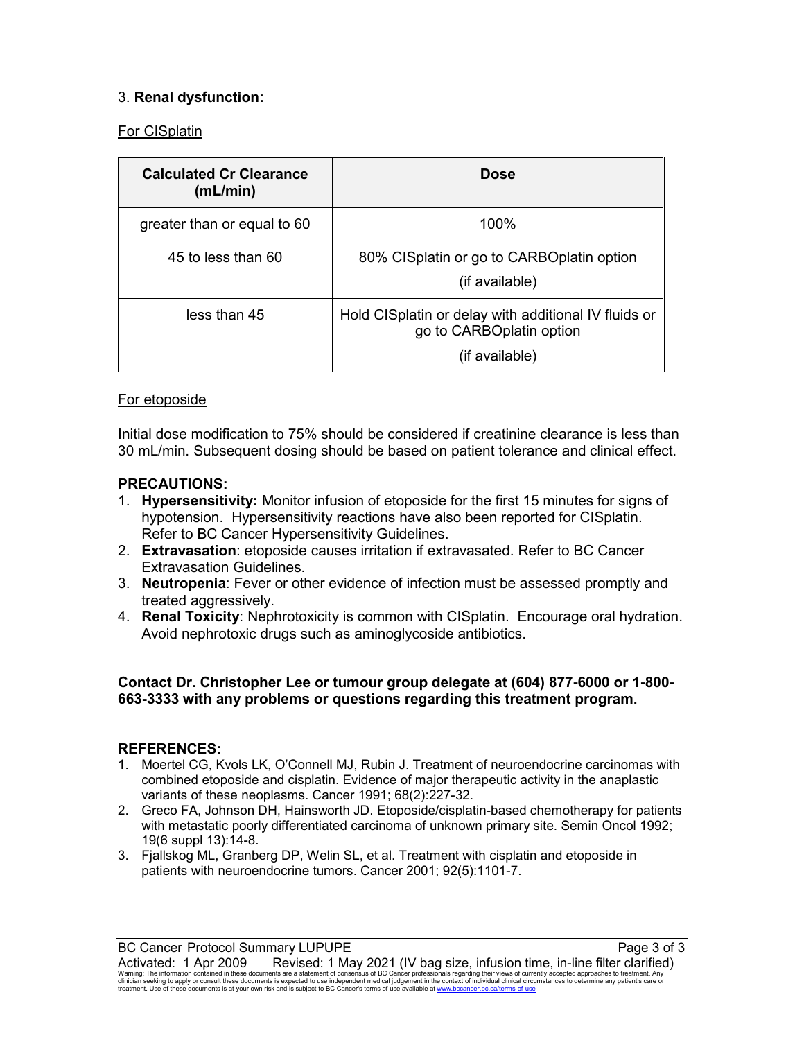3. **Renal dysfunction:**

For CISplatin

| Calculated Cr Clearance (mL/min) | Dose |
|---|---|
| greater than or equal to 60 | 100% |
| 45 to less than 60 | 80% CISplatin or go to CARBOplatin option (if available) |
| less than 45 | Hold CISplatin or delay with additional IV fluids or go to CARBOplatin option (if available) |

For etoposide

Initial dose modification to 75% should be considered if creatinine clearance is less than 30 mL/min. Subsequent dosing should be based on patient tolerance and clinical effect.

## PRECAUTIONS:

1. **Hypersensitivity:** Monitor infusion of etoposide for the first 15 minutes for signs of hypotension. Hypersensitivity reactions have also been reported for CISplatin. Refer to BC Cancer Hypersensitivity Guidelines.
2. **Extravasation**: etoposide causes irritation if extravasated. Refer to BC Cancer Extravasation Guidelines.
3. **Neutropenia**: Fever or other evidence of infection must be assessed promptly and treated aggressively.
4. **Renal Toxicity**: Nephrotoxicity is common with CISplatin. Encourage oral hydration. Avoid nephrotoxic drugs such as aminoglycoside antibiotics.

**Contact Dr. Christopher Lee or tumour group delegate at (604) 877-6000 or 1-800-663-3333 with any problems or questions regarding this treatment program.**

## REFERENCES:

1. Moertel CG, Kvols LK, O'Connell MJ, Rubin J. Treatment of neuroendocrine carcinomas with combined etoposide and cisplatin. Evidence of major therapeutic activity in the anaplastic variants of these neoplasms. Cancer 1991; 68(2):227-32.
2. Greco FA, Johnson DH, Hainsworth JD. Etoposide/cisplatin-based chemotherapy for patients with metastatic poorly differentiated carcinoma of unknown primary site. Semin Oncol 1992; 19(6 suppl 13):14-8.
3. Fjallskog ML, Granberg DP, Welin SL, et al. Treatment with cisplatin and etoposide in patients with neuroendocrine tumors. Cancer 2001; 92(5):1101-7.